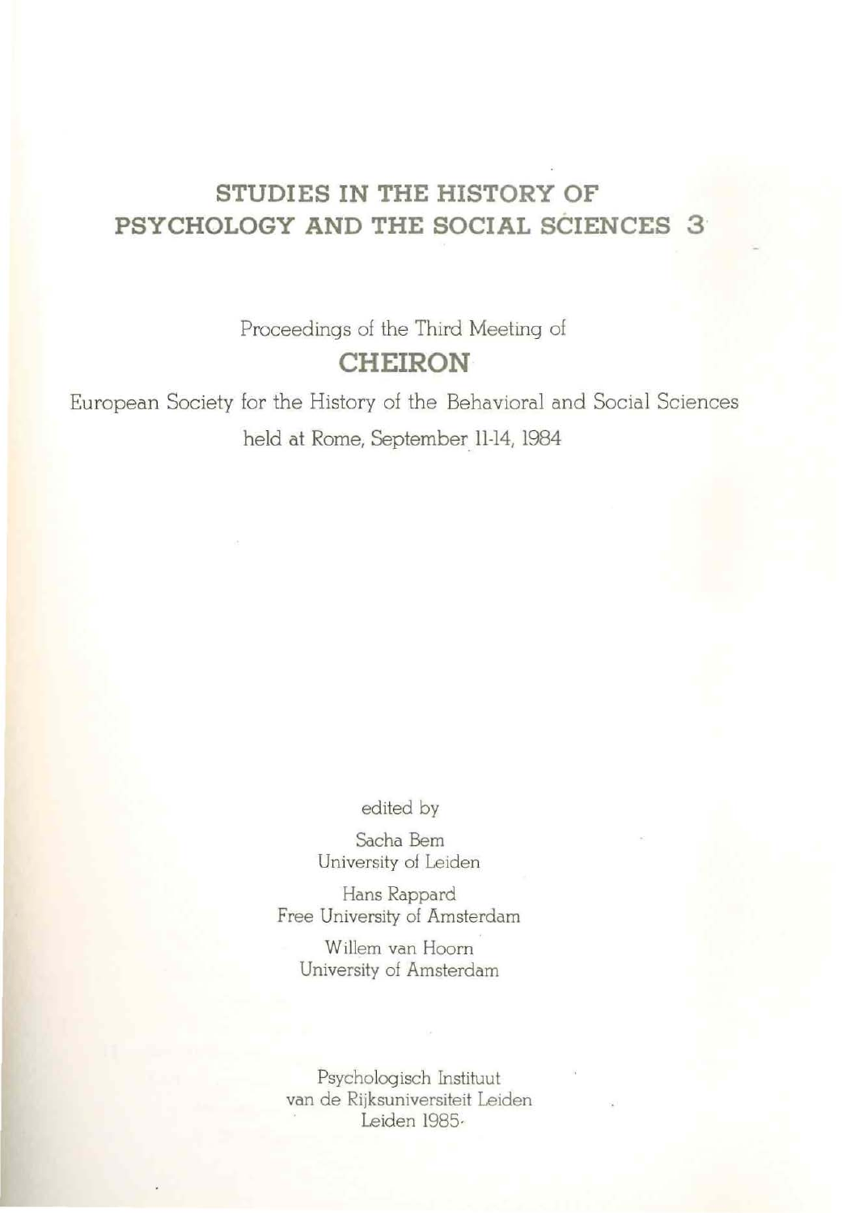# STUDIES IN THE HISTORY OF PSYCHOLOGY AND THE SOCIAL SCIENCES 3

Proceedings of the Third Meeting of

## CHEIRON

European Society for the History of the Behavioral and Social Sciences

held at Rome, September 11-14, 1984

edited by

Sacha Bem
University of Leiden

Hans Rappard
Free University of Amsterdam

Willem van Hoorn
University of Amsterdam

Psychologisch Instituut
van de Rijksuniversiteit Leiden
Leiden 1985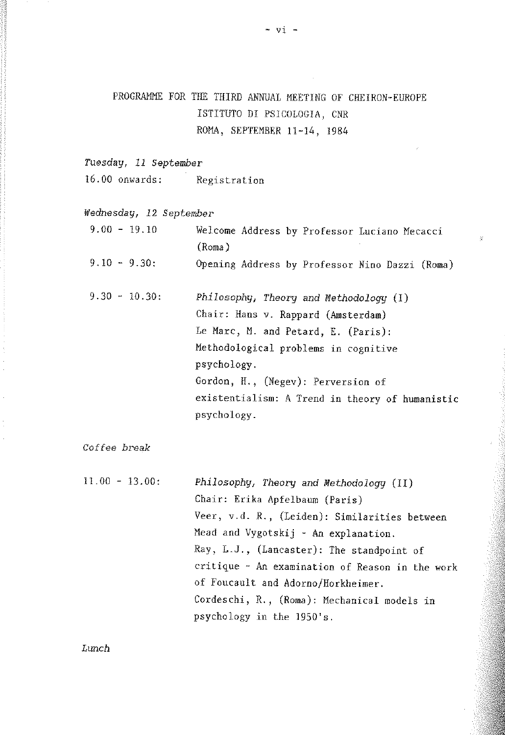# PROGRAMME FOR THE THIRD ANNUAL MEETING OF CHEIRON-EUROPE
## ISTITUTO DI PSICOLOGIA, CNR
## ROMA, SEPTEMBER 11-14, 1984

*Tuesday, 11 September*

16.00 onwards: Registration

*Wednesday, 12 September*

9.00 - 19.10 Welcome Address by Professor Luciano Mecacci (Roma)

9.10 - 9.30: Opening Address by Professor Nino Dazzi (Roma)

9.30 - 10.30: *Philosophy, Theory and Methodology* (I)
Chair: Hans v. Rappard (Amsterdam)
Le Marc, M. and Petard, E. (Paris): Methodological problems in cognitive psychology.
Gordon, H., (Negev): Perversion of existentialism: A Trend in theory of humanistic psychology.

*Coffee break*

11.00 - 13.00: *Philosophy, Theory and Methodology* (II)
Chair: Erika Apfelbaum (Paris)
Veer, v.d. R., (Leiden): Similarities between Mead and Vygotskij - An explanation.
Ray, L.J., (Lancaster): The standpoint of critique - An examination of Reason in the work of Foucault and Adorno/Horkheimer.
Cordeschi, R., (Roma): Mechanical models in psychology in the 1950's.

*Lunch*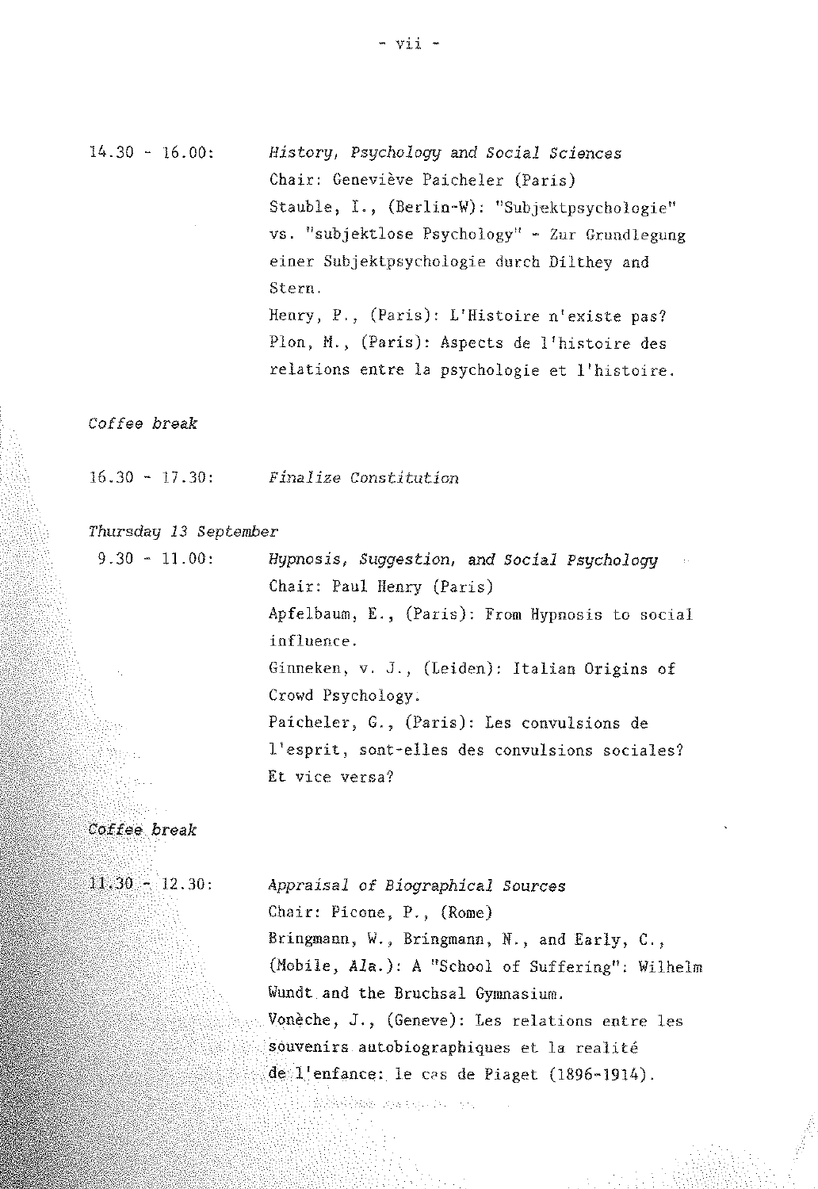14.30 - 16.00: *History, Psychology and Social Sciences*
Chair: Geneviève Paicheler (Paris)
Stauble, I., (Berlin-W): "Subjektpsychologie" vs. "subjektlose Psychology" - Zur Grundlegung einer Subjektpsychologie durch Dilthey and Stern.
Henry, P., (Paris): L'Histoire n'existe pas?
Plon, M., (Paris): Aspects de l'histoire des relations entre la psychologie et l'histoire.

*Coffee break*

16.30 - 17.30: *Finalize Constitution*

*Thursday 13 September*

9.30 - 11.00: *Hypnosis, Suggestion, and Social Psychology*
Chair: Paul Henry (Paris)
Apfelbaum, E., (Paris): From Hypnosis to social influence.
Ginneken, v. J., (Leiden): Italian Origins of Crowd Psychology.
Paicheler, G., (Paris): Les convulsions de l'esprit, sont-elles des convulsions sociales? Et vice versa?

*Coffee break*

11.30 - 12.30: *Appraisal of Biographical Sources*
Chair: Picone, P., (Rome)
Bringmann, W., Bringmann, N., and Early, C., (Mobile, Ala.): A "School of Suffering": Wilhelm Wundt and the Bruchsal Gymnasium.
Vonèche, J., (Geneve): Les relations entre les souvenirs autobiographiques et la realité de l'enfance: le cas de Piaget (1896-1914).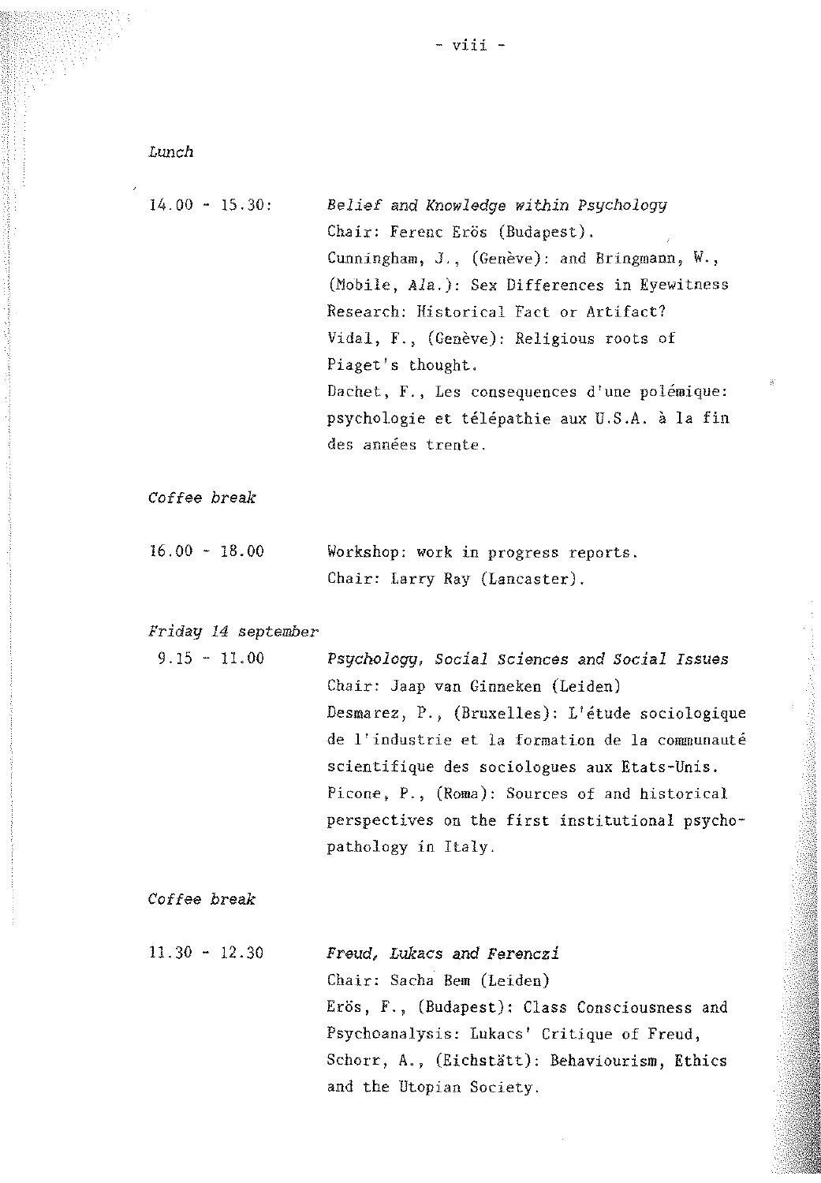*Lunch*

14.00 - 15.30: *Belief and Knowledge within Psychology*
Chair: Ferenc Erös (Budapest).
Cunningham, J., (Genève): and Bringmann, W., (Mobile, *Ala.*): Sex Differences in Eyewitness Research: Historical Fact or Artifact?
Vidal, F., (Genève): Religious roots of Piaget's thought.
Dachet, F., Les consequences d'une polémique: psychologie et télépathie aux U.S.A. à la fin des années trente.

*Coffee break*

16.00 - 18.00 Workshop: work in progress reports.
Chair: Larry Ray (Lancaster).

*Friday 14 september*

9.15 - 11.00 *Psychology, Social Sciences and Social Issues*
Chair: Jaap van Ginneken (Leiden)
Desmarez, P., (Bruxelles): L'étude sociologique de l'industrie et la formation de la communauté scientifique des sociologues aux Etats-Unis.
Picone, P., (Roma): Sources of and historical perspectives on the first institutional psychopathology in Italy.

*Coffee break*

11.30 - 12.30 *Freud, Lukacs and Ferenczi*
Chair: Sacha Bem (Leiden)
Erös, F., (Budapest): Class Consciousness and Psychoanalysis: Lukacs' Critique of Freud,
Schorr, A., (Eichstätt): Behaviourism, Ethics and the Utopian Society.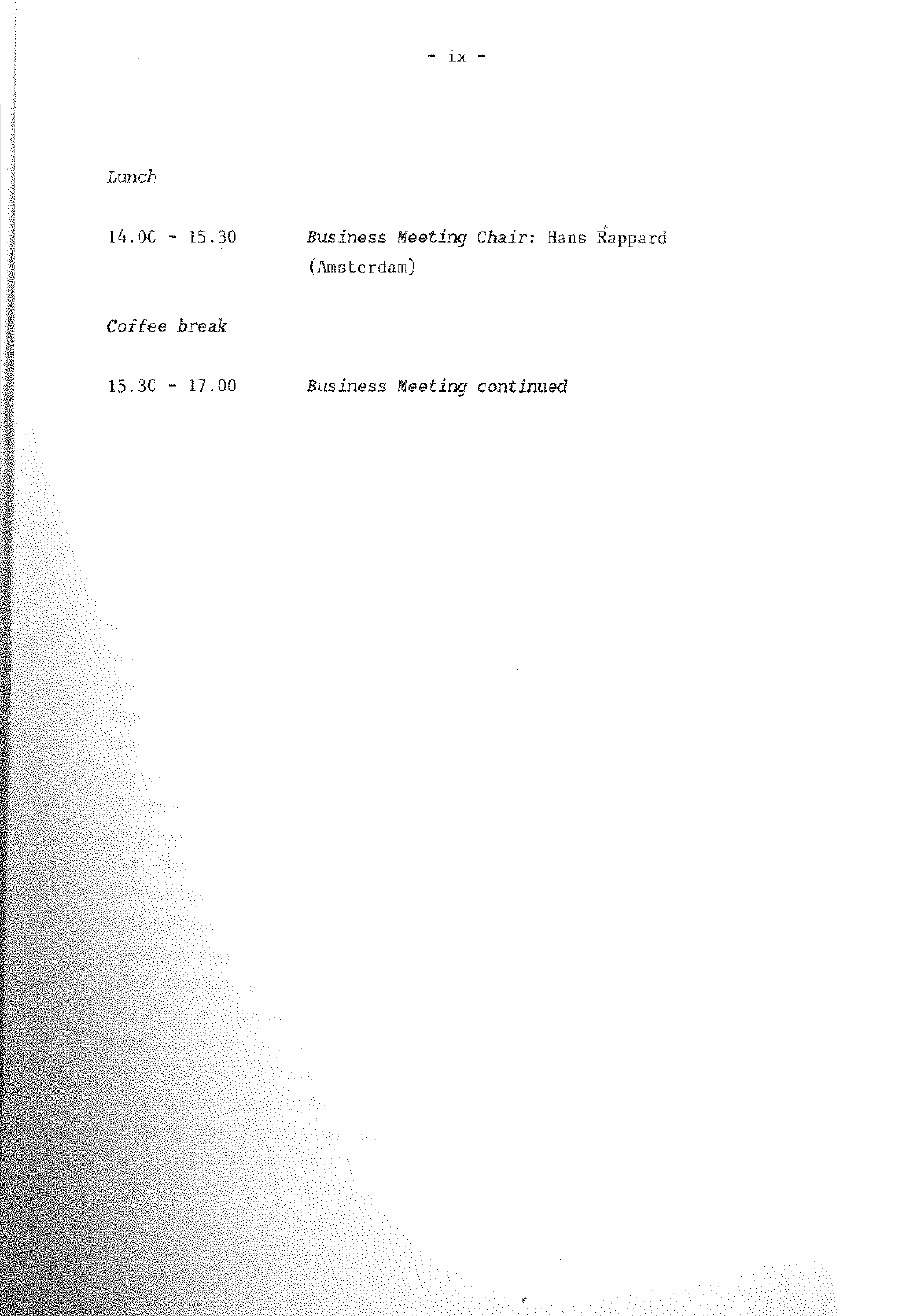*Lunch*

| | |
|---|---|
| 14.00 - 15.30 | *Business Meeting Chair:* Hans Rappard (Amsterdam) |

*Coffee break*

| | |
|---|---|
| 15.30 - 17.00 | *Business Meeting continued* |